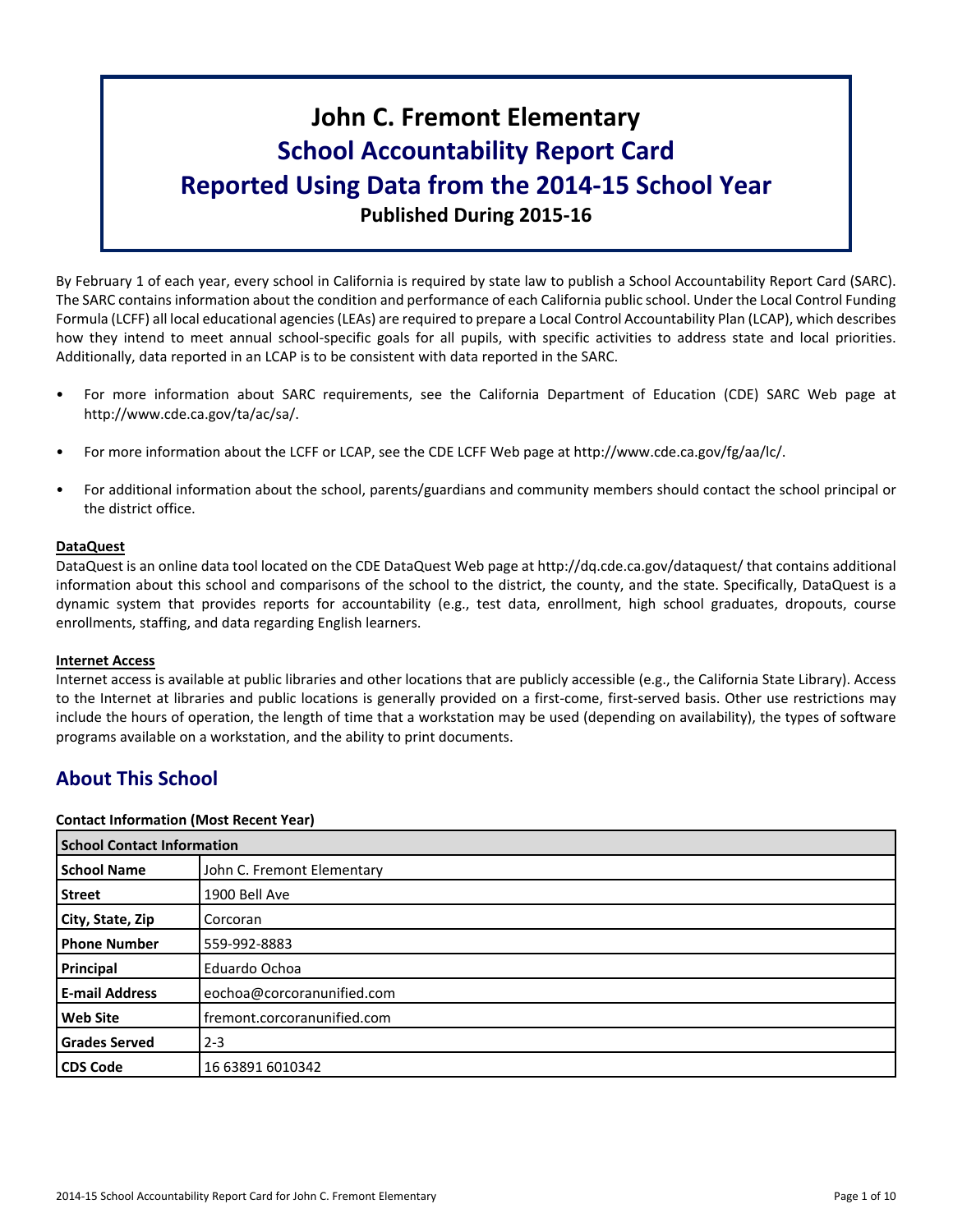# John C. Fremont Elementary
# School Accountability Report Card
# Reported Using Data from the 2014-15 School Year
### Published During 2015-16

By February 1 of each year, every school in California is required by state law to publish a School Accountability Report Card (SARC). The SARC contains information about the condition and performance of each California public school. Under the Local Control Funding Formula (LCFF) all local educational agencies (LEAs) are required to prepare a Local Control Accountability Plan (LCAP), which describes how they intend to meet annual school-specific goals for all pupils, with specific activities to address state and local priorities. Additionally, data reported in an LCAP is to be consistent with data reported in the SARC.

- For more information about SARC requirements, see the California Department of Education (CDE) SARC Web page at http://www.cde.ca.gov/ta/ac/sa/.
- For more information about the LCFF or LCAP, see the CDE LCFF Web page at http://www.cde.ca.gov/fg/aa/lc/.
- For additional information about the school, parents/guardians and community members should contact the school principal or the district office.

**DataQuest**

DataQuest is an online data tool located on the CDE DataQuest Web page at http://dq.cde.ca.gov/dataquest/ that contains additional information about this school and comparisons of the school to the district, the county, and the state. Specifically, DataQuest is a dynamic system that provides reports for accountability (e.g., test data, enrollment, high school graduates, dropouts, course enrollments, staffing, and data regarding English learners.

**Internet Access**

Internet access is available at public libraries and other locations that are publicly accessible (e.g., the California State Library). Access to the Internet at libraries and public locations is generally provided on a first-come, first-served basis. Other use restrictions may include the hours of operation, the length of time that a workstation may be used (depending on availability), the types of software programs available on a workstation, and the ability to print documents.

## About This School

**Contact Information (Most Recent Year)**

| School Contact Information | |
|---|---|
| **School Name** | John C. Fremont Elementary |
| **Street** | 1900 Bell Ave |
| **City, State, Zip** | Corcoran |
| **Phone Number** | 559-992-8883 |
| **Principal** | Eduardo Ochoa |
| **E-mail Address** | eochoa@corcoranunified.com |
| **Web Site** | fremont.corcoranunified.com |
| **Grades Served** | 2-3 |
| **CDS Code** | 16 63891 6010342 |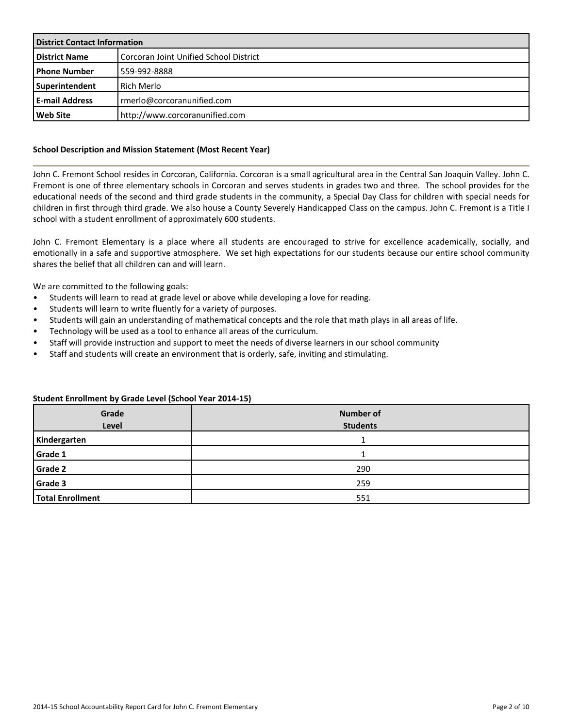| District Contact Information | |
|---|---|
| **District Name** | Corcoran Joint Unified School District |
| **Phone Number** | 559-992-8888 |
| **Superintendent** | Rich Merlo |
| **E-mail Address** | rmerlo@corcoranunified.com |
| **Web Site** | http://www.corcoranunified.com |

### School Description and Mission Statement (Most Recent Year)

John C. Fremont School resides in Corcoran, California. Corcoran is a small agricultural area in the Central San Joaquin Valley. John C. Fremont is one of three elementary schools in Corcoran and serves students in grades two and three. The school provides for the educational needs of the second and third grade students in the community, a Special Day Class for children with special needs for children in first through third grade. We also house a County Severely Handicapped Class on the campus. John C. Fremont is a Title I school with a student enrollment of approximately 600 students.

John C. Fremont Elementary is a place where all students are encouraged to strive for excellence academically, socially, and emotionally in a safe and supportive atmosphere. We set high expectations for our students because our entire school community shares the belief that all children can and will learn.

We are committed to the following goals:

- Students will learn to read at grade level or above while developing a love for reading.
- Students will learn to write fluently for a variety of purposes.
- Students will gain an understanding of mathematical concepts and the role that math plays in all areas of life.
- Technology will be used as a tool to enhance all areas of the curriculum.
- Staff will provide instruction and support to meet the needs of diverse learners in our school community
- Staff and students will create an environment that is orderly, safe, inviting and stimulating.

### Student Enrollment by Grade Level (School Year 2014-15)

| Grade Level | Number of Students |
|---|---|
| **Kindergarten** | 1 |
| **Grade 1** | 1 |
| **Grade 2** | 290 |
| **Grade 3** | 259 |
| **Total Enrollment** | 551 |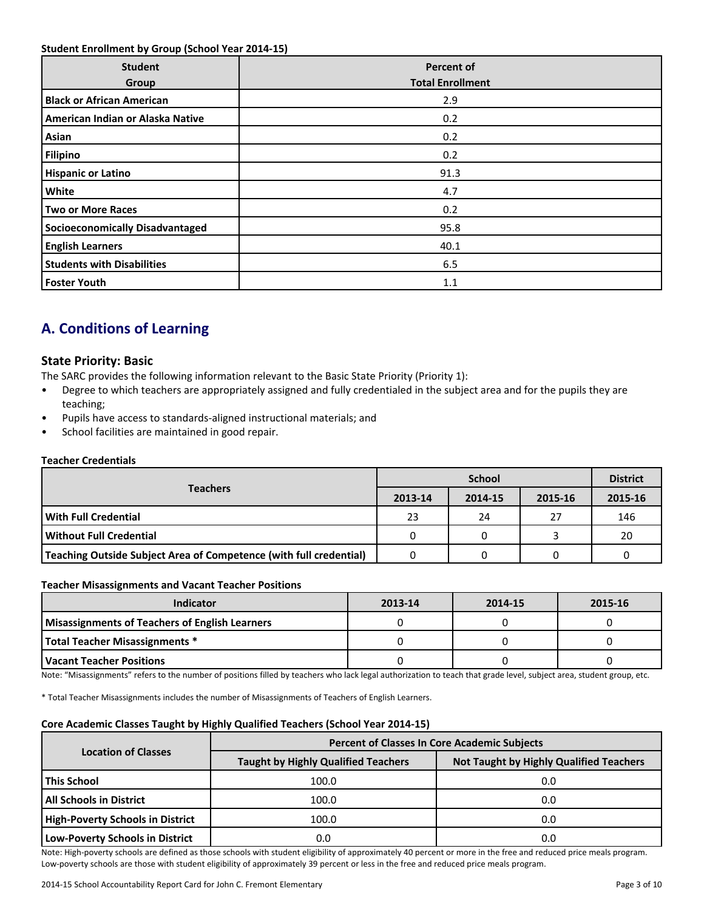**Student Enrollment by Group (School Year 2014-15)**

| Student Group | Percent of Total Enrollment |
|---|---|
| **Black or African American** | 2.9 |
| **American Indian or Alaska Native** | 0.2 |
| **Asian** | 0.2 |
| **Filipino** | 0.2 |
| **Hispanic or Latino** | 91.3 |
| **White** | 4.7 |
| **Two or More Races** | 0.2 |
| **Socioeconomically Disadvantaged** | 95.8 |
| **English Learners** | 40.1 |
| **Students with Disabilities** | 6.5 |
| **Foster Youth** | 1.1 |

## A. Conditions of Learning

### State Priority: Basic

The SARC provides the following information relevant to the Basic State Priority (Priority 1):

- Degree to which teachers are appropriately assigned and fully credentialed in the subject area and for the pupils they are teaching;
- Pupils have access to standards-aligned instructional materials; and
- School facilities are maintained in good repair.

**Teacher Credentials**

| Teachers | School | | | District |
|---|---|---|---|---|
| | 2013-14 | 2014-15 | 2015-16 | 2015-16 |
| **With Full Credential** | 23 | 24 | 27 | 146 |
| **Without Full Credential** | 0 | 0 | 3 | 20 |
| **Teaching Outside Subject Area of Competence (with full credential)** | 0 | 0 | 0 | 0 |

**Teacher Misassignments and Vacant Teacher Positions**

| Indicator | 2013-14 | 2014-15 | 2015-16 |
|---|---|---|---|
| **Misassignments of Teachers of English Learners** | 0 | 0 | 0 |
| **Total Teacher Misassignments *** | 0 | 0 | 0 |
| **Vacant Teacher Positions** | 0 | 0 | 0 |

Note: "Misassignments" refers to the number of positions filled by teachers who lack legal authorization to teach that grade level, subject area, student group, etc.

* Total Teacher Misassignments includes the number of Misassignments of Teachers of English Learners.

**Core Academic Classes Taught by Highly Qualified Teachers (School Year 2014-15)**

| Location of Classes | Percent of Classes In Core Academic Subjects | |
|---|---|---|
| | Taught by Highly Qualified Teachers | Not Taught by Highly Qualified Teachers |
| **This School** | 100.0 | 0.0 |
| **All Schools in District** | 100.0 | 0.0 |
| **High-Poverty Schools in District** | 100.0 | 0.0 |
| **Low-Poverty Schools in District** | 0.0 | 0.0 |

Note: High-poverty schools are defined as those schools with student eligibility of approximately 40 percent or more in the free and reduced price meals program. Low-poverty schools are those with student eligibility of approximately 39 percent or less in the free and reduced price meals program.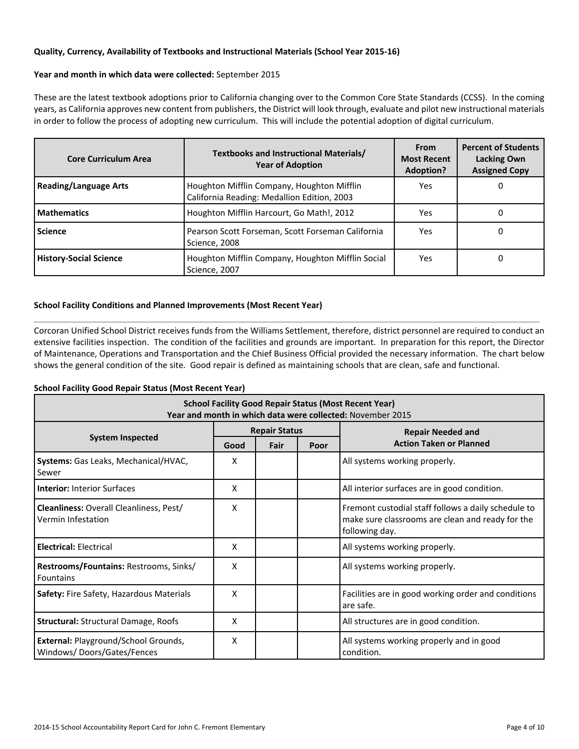### Quality, Currency, Availability of Textbooks and Instructional Materials (School Year 2015-16)

**Year and month in which data were collected:** September 2015

These are the latest textbook adoptions prior to California changing over to the Common Core State Standards (CCSS). In the coming years, as California approves new content from publishers, the District will look through, evaluate and pilot new instructional materials in order to follow the process of adopting new curriculum. This will include the potential adoption of digital curriculum.

| Core Curriculum Area | Textbooks and Instructional Materials/ Year of Adoption | From Most Recent Adoption? | Percent of Students Lacking Own Assigned Copy |
|---|---|---|---|
| **Reading/Language Arts** | Houghton Mifflin Company, Houghton Mifflin California Reading: Medallion Edition, 2003 | Yes | 0 |
| **Mathematics** | Houghton Mifflin Harcourt, Go Math!, 2012 | Yes | 0 |
| **Science** | Pearson Scott Forseman, Scott Forseman California Science, 2008 | Yes | 0 |
| **History-Social Science** | Houghton Mifflin Company, Houghton Mifflin Social Science, 2007 | Yes | 0 |

### School Facility Conditions and Planned Improvements (Most Recent Year)

Corcoran Unified School District receives funds from the Williams Settlement, therefore, district personnel are required to conduct an extensive facilities inspection. The condition of the facilities and grounds are important. In preparation for this report, the Director of Maintenance, Operations and Transportation and the Chief Business Official provided the necessary information. The chart below shows the general condition of the site. Good repair is defined as maintaining schools that are clean, safe and functional.

**School Facility Good Repair Status (Most Recent Year)**

**School Facility Good Repair Status (Most Recent Year)**
**Year and month in which data were collected:** November 2015

| System Inspected | Repair Status | | | Repair Needed and Action Taken or Planned |
|---|---|---|---|---|
| | Good | Fair | Poor | |
| **Systems:** Gas Leaks, Mechanical/HVAC, Sewer | X | | | All systems working properly. |
| **Interior:** Interior Surfaces | X | | | All interior surfaces are in good condition. |
| **Cleanliness:** Overall Cleanliness, Pest/ Vermin Infestation | X | | | Fremont custodial staff follows a daily schedule to make sure classrooms are clean and ready for the following day. |
| **Electrical:** Electrical | X | | | All systems working properly. |
| **Restrooms/Fountains:** Restrooms, Sinks/ Fountains | X | | | All systems working properly. |
| **Safety:** Fire Safety, Hazardous Materials | X | | | Facilities are in good working order and conditions are safe. |
| **Structural:** Structural Damage, Roofs | X | | | All structures are in good condition. |
| **External:** Playground/School Grounds, Windows/ Doors/Gates/Fences | X | | | All systems working properly and in good condition. |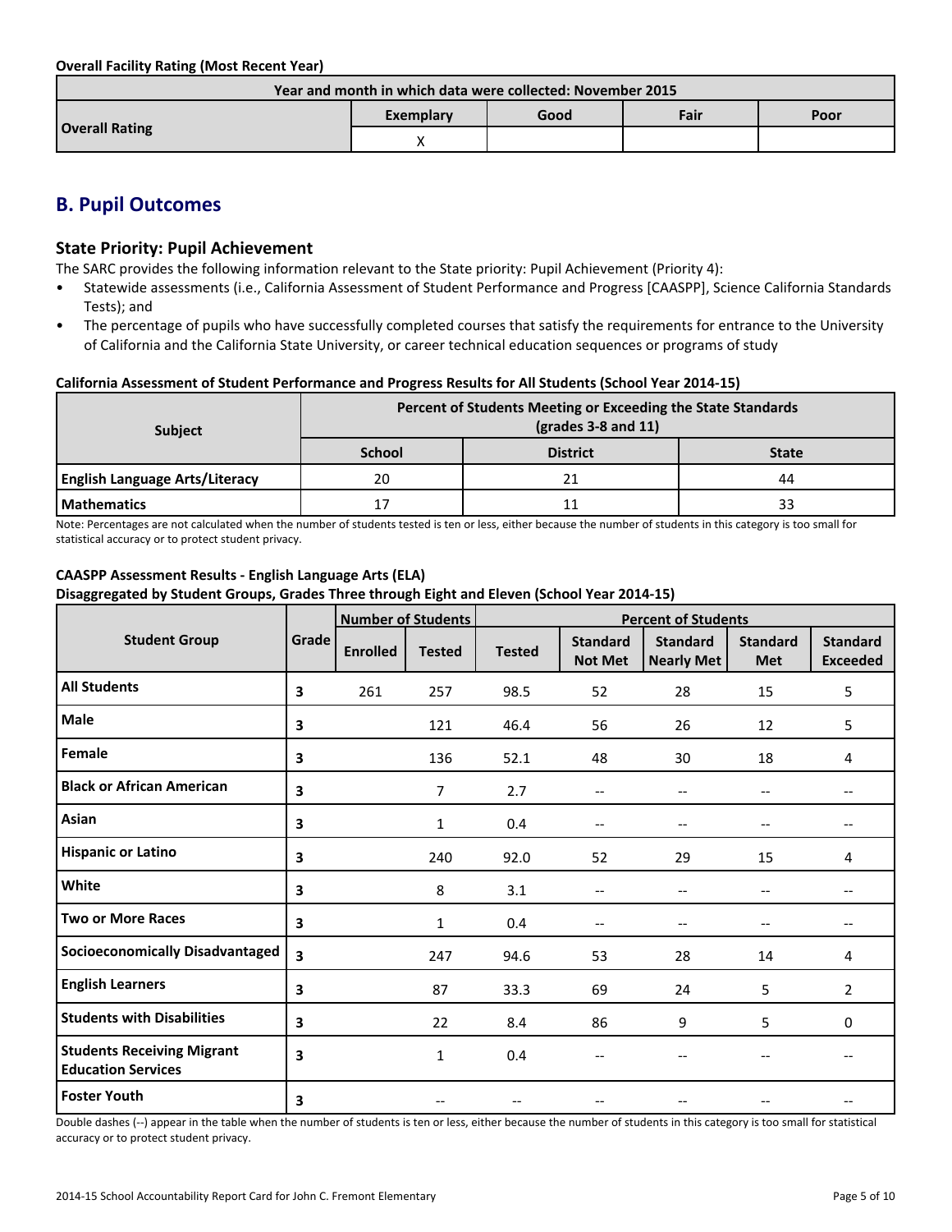**Overall Facility Rating (Most Recent Year)**

| Year and month in which data were collected: November 2015 | | | | |
|---|---|---|---|---|
| **Overall Rating** | Exemplary | Good | Fair | Poor |
| | X | | | |

## B. Pupil Outcomes

### State Priority: Pupil Achievement

The SARC provides the following information relevant to the State priority: Pupil Achievement (Priority 4):

- Statewide assessments (i.e., California Assessment of Student Performance and Progress [CAASPP], Science California Standards Tests); and
- The percentage of pupils who have successfully completed courses that satisfy the requirements for entrance to the University of California and the California State University, or career technical education sequences or programs of study

**California Assessment of Student Performance and Progress Results for All Students (School Year 2014-15)**

| Subject | Percent of Students Meeting or Exceeding the State Standards (grades 3-8 and 11) | | |
|---|---|---|---|
| | School | District | State |
| **English Language Arts/Literacy** | 20 | 21 | 44 |
| **Mathematics** | 17 | 11 | 33 |

Note: Percentages are not calculated when the number of students tested is ten or less, either because the number of students in this category is too small for statistical accuracy or to protect student privacy.

**CAASPP Assessment Results - English Language Arts (ELA)**
**Disaggregated by Student Groups, Grades Three through Eight and Eleven (School Year 2014-15)**

| Student Group | Grade | Number of Students | | Percent of Students | | | | |
|---|---|---|---|---|---|---|---|---|
| | | Enrolled | Tested | Tested | Standard Not Met | Standard Nearly Met | Standard Met | Standard Exceeded |
| **All Students** | 3 | 261 | 257 | 98.5 | 52 | 28 | 15 | 5 |
| **Male** | 3 | | 121 | 46.4 | 56 | 26 | 12 | 5 |
| **Female** | 3 | | 136 | 52.1 | 48 | 30 | 18 | 4 |
| **Black or African American** | 3 | | 7 | 2.7 | -- | -- | -- | -- |
| **Asian** | 3 | | 1 | 0.4 | -- | -- | -- | -- |
| **Hispanic or Latino** | 3 | | 240 | 92.0 | 52 | 29 | 15 | 4 |
| **White** | 3 | | 8 | 3.1 | -- | -- | -- | -- |
| **Two or More Races** | 3 | | 1 | 0.4 | -- | -- | -- | -- |
| **Socioeconomically Disadvantaged** | 3 | | 247 | 94.6 | 53 | 28 | 14 | 4 |
| **English Learners** | 3 | | 87 | 33.3 | 69 | 24 | 5 | 2 |
| **Students with Disabilities** | 3 | | 22 | 8.4 | 86 | 9 | 5 | 0 |
| **Students Receiving Migrant Education Services** | 3 | | 1 | 0.4 | -- | -- | -- | -- |
| **Foster Youth** | 3 | | -- | -- | -- | -- | -- | -- |

Double dashes (--) appear in the table when the number of students is ten or less, either because the number of students in this category is too small for statistical accuracy or to protect student privacy.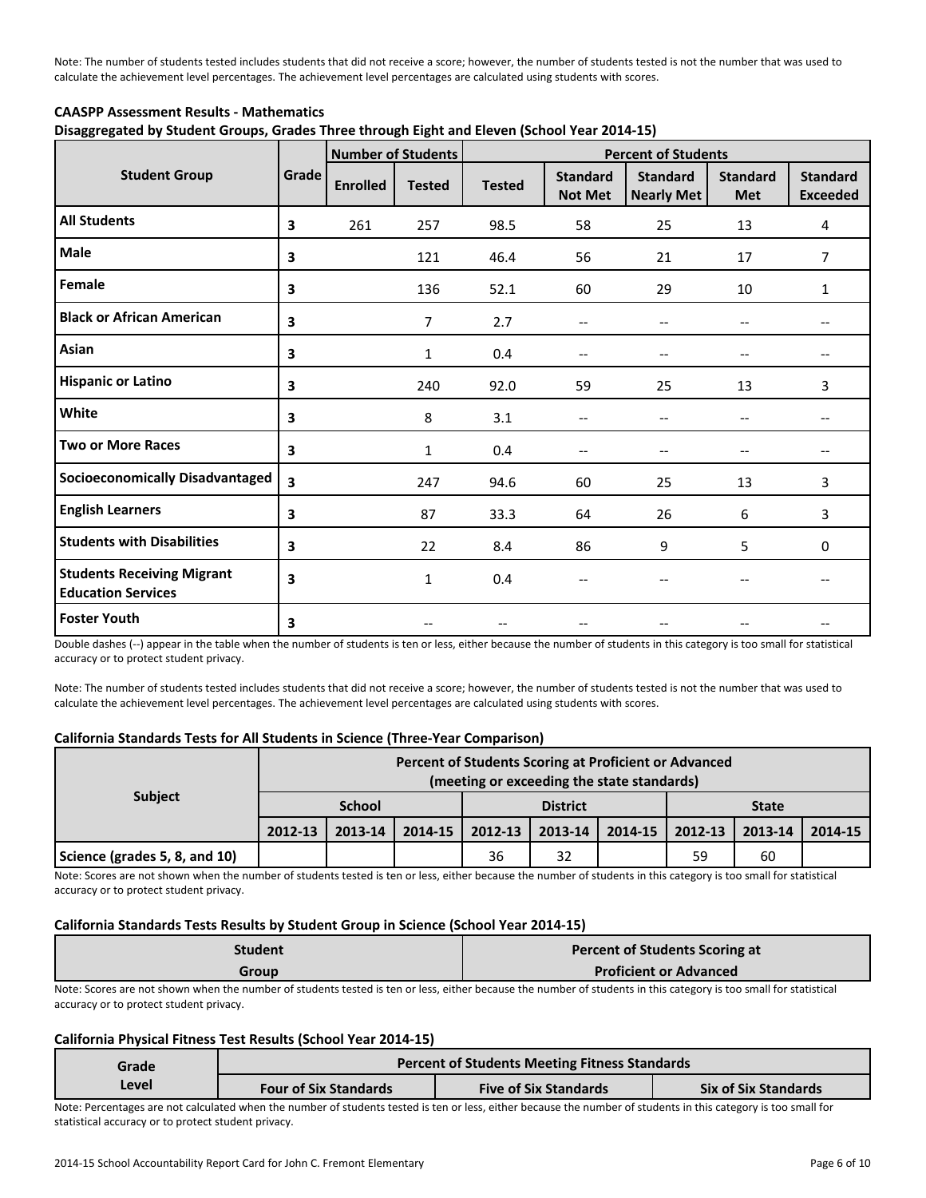Note: The number of students tested includes students that did not receive a score; however, the number of students tested is not the number that was used to calculate the achievement level percentages. The achievement level percentages are calculated using students with scores.

**CAASPP Assessment Results - Mathematics**
**Disaggregated by Student Groups, Grades Three through Eight and Eleven (School Year 2014-15)**

| Student Group | Grade | Number of Students | | Percent of Students | | | | |
|---|---|---|---|---|---|---|---|---|
| | | Enrolled | Tested | Tested | Standard Not Met | Standard Nearly Met | Standard Met | Standard Exceeded |
| **All Students** | **3** | 261 | 257 | 98.5 | 58 | 25 | 13 | 4 |
| **Male** | **3** | | 121 | 46.4 | 56 | 21 | 17 | 7 |
| **Female** | **3** | | 136 | 52.1 | 60 | 29 | 10 | 1 |
| **Black or African American** | **3** | | 7 | 2.7 | -- | -- | -- | -- |
| **Asian** | **3** | | 1 | 0.4 | -- | -- | -- | -- |
| **Hispanic or Latino** | **3** | | 240 | 92.0 | 59 | 25 | 13 | 3 |
| **White** | **3** | | 8 | 3.1 | -- | -- | -- | -- |
| **Two or More Races** | **3** | | 1 | 0.4 | -- | -- | -- | -- |
| **Socioeconomically Disadvantaged** | **3** | | 247 | 94.6 | 60 | 25 | 13 | 3 |
| **English Learners** | **3** | | 87 | 33.3 | 64 | 26 | 6 | 3 |
| **Students with Disabilities** | **3** | | 22 | 8.4 | 86 | 9 | 5 | 0 |
| **Students Receiving Migrant Education Services** | **3** | | 1 | 0.4 | -- | -- | -- | -- |
| **Foster Youth** | **3** | | -- | -- | -- | -- | -- | -- |

Double dashes (--) appear in the table when the number of students is ten or less, either because the number of students in this category is too small for statistical accuracy or to protect student privacy.

Note: The number of students tested includes students that did not receive a score; however, the number of students tested is not the number that was used to calculate the achievement level percentages. The achievement level percentages are calculated using students with scores.

**California Standards Tests for All Students in Science (Three-Year Comparison)**

| Subject | Percent of Students Scoring at Proficient or Advanced (meeting or exceeding the state standards) | | | | | | | | |
|---|---|---|---|---|---|---|---|---|---|
| | School | | | District | | | State | | |
| | 2012-13 | 2013-14 | 2014-15 | 2012-13 | 2013-14 | 2014-15 | 2012-13 | 2013-14 | 2014-15 |
| **Science (grades 5, 8, and 10)** | | | | 36 | 32 | | 59 | 60 | |

Note: Scores are not shown when the number of students tested is ten or less, either because the number of students in this category is too small for statistical accuracy or to protect student privacy.

**California Standards Tests Results by Student Group in Science (School Year 2014-15)**

| Student Group | Percent of Students Scoring at Proficient or Advanced |
|---|---|

Note: Scores are not shown when the number of students tested is ten or less, either because the number of students in this category is too small for statistical accuracy or to protect student privacy.

**California Physical Fitness Test Results (School Year 2014-15)**

| Grade Level | Percent of Students Meeting Fitness Standards | | |
|---|---|---|---|
| | Four of Six Standards | Five of Six Standards | Six of Six Standards |

Note: Percentages are not calculated when the number of students tested is ten or less, either because the number of students in this category is too small for statistical accuracy or to protect student privacy.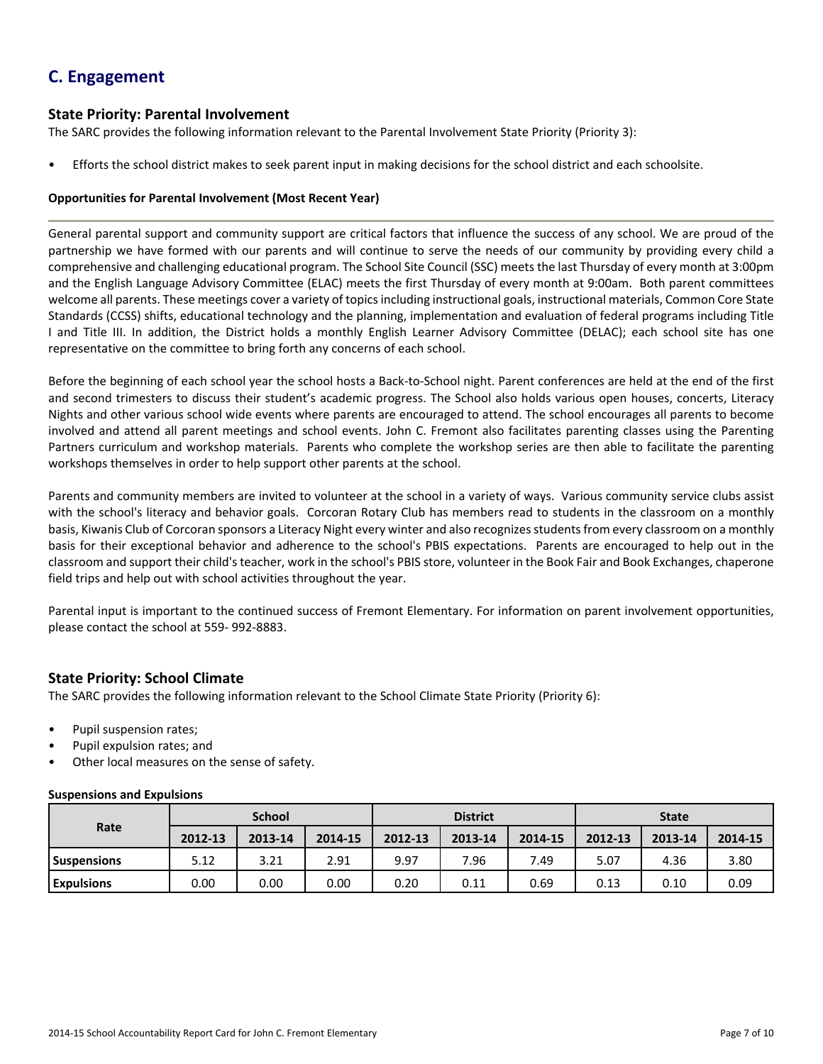## C. Engagement

### State Priority: Parental Involvement

The SARC provides the following information relevant to the Parental Involvement State Priority (Priority 3):

- Efforts the school district makes to seek parent input in making decisions for the school district and each schoolsite.

**Opportunities for Parental Involvement (Most Recent Year)**

General parental support and community support are critical factors that influence the success of any school. We are proud of the partnership we have formed with our parents and will continue to serve the needs of our community by providing every child a comprehensive and challenging educational program. The School Site Council (SSC) meets the last Thursday of every month at 3:00pm and the English Language Advisory Committee (ELAC) meets the first Thursday of every month at 9:00am. Both parent committees welcome all parents. These meetings cover a variety of topics including instructional goals, instructional materials, Common Core State Standards (CCSS) shifts, educational technology and the planning, implementation and evaluation of federal programs including Title I and Title III. In addition, the District holds a monthly English Learner Advisory Committee (DELAC); each school site has one representative on the committee to bring forth any concerns of each school.

Before the beginning of each school year the school hosts a Back-to-School night. Parent conferences are held at the end of the first and second trimesters to discuss their student's academic progress. The School also holds various open houses, concerts, Literacy Nights and other various school wide events where parents are encouraged to attend. The school encourages all parents to become involved and attend all parent meetings and school events. John C. Fremont also facilitates parenting classes using the Parenting Partners curriculum and workshop materials. Parents who complete the workshop series are then able to facilitate the parenting workshops themselves in order to help support other parents at the school.

Parents and community members are invited to volunteer at the school in a variety of ways. Various community service clubs assist with the school's literacy and behavior goals. Corcoran Rotary Club has members read to students in the classroom on a monthly basis, Kiwanis Club of Corcoran sponsors a Literacy Night every winter and also recognizes students from every classroom on a monthly basis for their exceptional behavior and adherence to the school's PBIS expectations. Parents are encouraged to help out in the classroom and support their child's teacher, work in the school's PBIS store, volunteer in the Book Fair and Book Exchanges, chaperone field trips and help out with school activities throughout the year.

Parental input is important to the continued success of Fremont Elementary. For information on parent involvement opportunities, please contact the school at 559- 992-8883.

### State Priority: School Climate

The SARC provides the following information relevant to the School Climate State Priority (Priority 6):

- Pupil suspension rates;
- Pupil expulsion rates; and
- Other local measures on the sense of safety.

**Suspensions and Expulsions**

| Rate | School | | | District | | | State | | |
|---|---|---|---|---|---|---|---|---|---|
| | 2012-13 | 2013-14 | 2014-15 | 2012-13 | 2013-14 | 2014-15 | 2012-13 | 2013-14 | 2014-15 |
| **Suspensions** | 5.12 | 3.21 | 2.91 | 9.97 | 7.96 | 7.49 | 5.07 | 4.36 | 3.80 |
| **Expulsions** | 0.00 | 0.00 | 0.00 | 0.20 | 0.11 | 0.69 | 0.13 | 0.10 | 0.09 |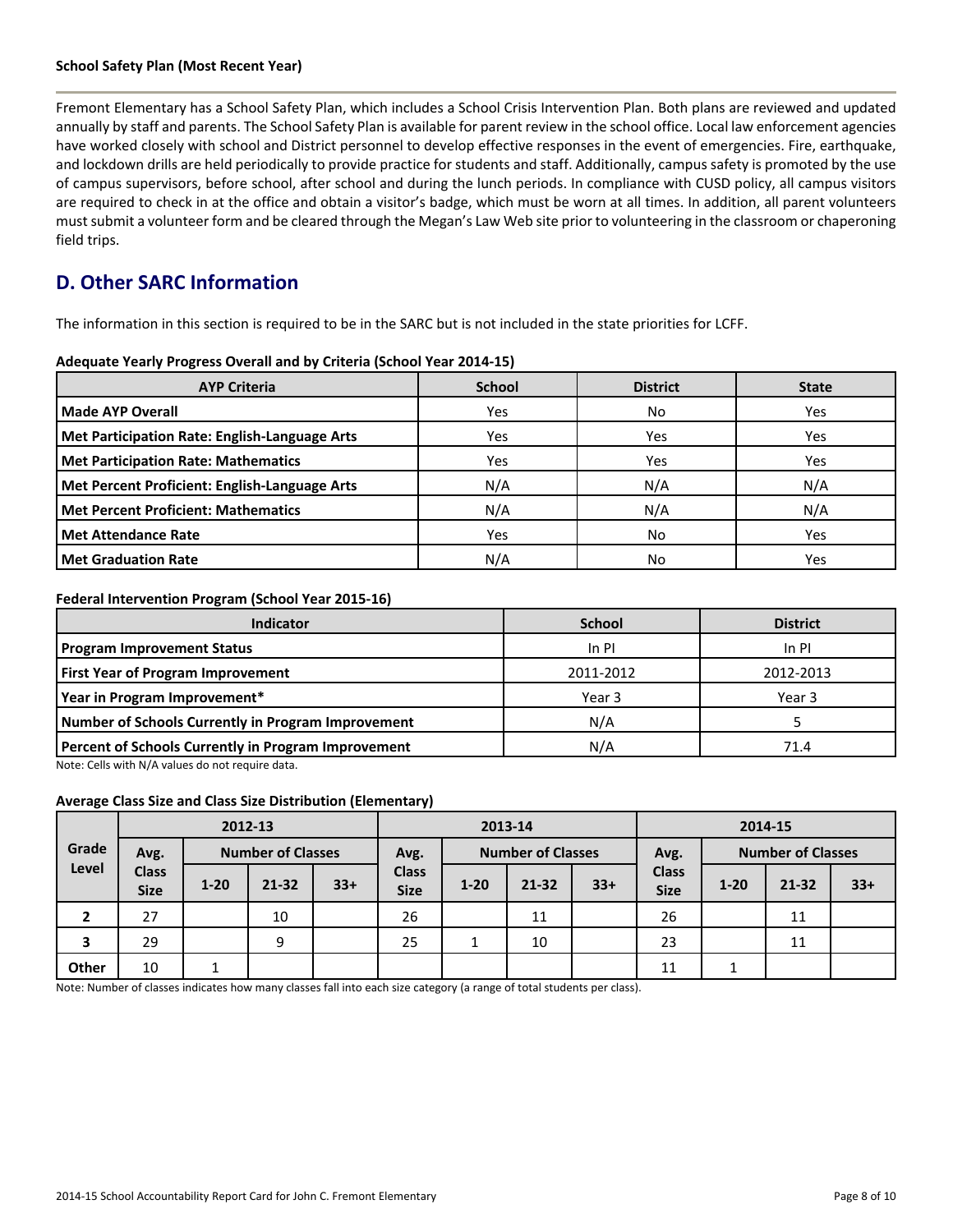**School Safety Plan (Most Recent Year)**

Fremont Elementary has a School Safety Plan, which includes a School Crisis Intervention Plan. Both plans are reviewed and updated annually by staff and parents. The School Safety Plan is available for parent review in the school office. Local law enforcement agencies have worked closely with school and District personnel to develop effective responses in the event of emergencies. Fire, earthquake, and lockdown drills are held periodically to provide practice for students and staff. Additionally, campus safety is promoted by the use of campus supervisors, before school, after school and during the lunch periods. In compliance with CUSD policy, all campus visitors are required to check in at the office and obtain a visitor's badge, which must be worn at all times. In addition, all parent volunteers must submit a volunteer form and be cleared through the Megan's Law Web site prior to volunteering in the classroom or chaperoning field trips.

## D. Other SARC Information

The information in this section is required to be in the SARC but is not included in the state priorities for LCFF.

**Adequate Yearly Progress Overall and by Criteria (School Year 2014-15)**

| AYP Criteria | School | District | State |
|---|---|---|---|
| **Made AYP Overall** | Yes | No | Yes |
| **Met Participation Rate: English-Language Arts** | Yes | Yes | Yes |
| **Met Participation Rate: Mathematics** | Yes | Yes | Yes |
| **Met Percent Proficient: English-Language Arts** | N/A | N/A | N/A |
| **Met Percent Proficient: Mathematics** | N/A | N/A | N/A |
| **Met Attendance Rate** | Yes | No | Yes |
| **Met Graduation Rate** | N/A | No | Yes |

**Federal Intervention Program (School Year 2015-16)**

| Indicator | School | District |
|---|---|---|
| **Program Improvement Status** | In PI | In PI |
| **First Year of Program Improvement** | 2011-2012 | 2012-2013 |
| **Year in Program Improvement*** | Year 3 | Year 3 |
| **Number of Schools Currently in Program Improvement** | N/A | 5 |
| **Percent of Schools Currently in Program Improvement** | N/A | 71.4 |

Note: Cells with N/A values do not require data.

**Average Class Size and Class Size Distribution (Elementary)**

| Grade Level | 2012-13 | | | | 2013-14 | | | | 2014-15 | | | |
|---|---|---|---|---|---|---|---|---|---|---|---|---|
| | Avg. Class Size | Number of Classes | | | Avg. Class Size | Number of Classes | | | Avg. Class Size | Number of Classes | | |
| | | 1-20 | 21-32 | 33+ | | 1-20 | 21-32 | 33+ | | 1-20 | 21-32 | 33+ |
| **2** | 27 | | 10 | | 26 | | 11 | | 26 | | 11 | |
| **3** | 29 | | 9 | | 25 | 1 | 10 | | 23 | | 11 | |
| **Other** | 10 | 1 | | | | | | | 11 | 1 | | |

Note: Number of classes indicates how many classes fall into each size category (a range of total students per class).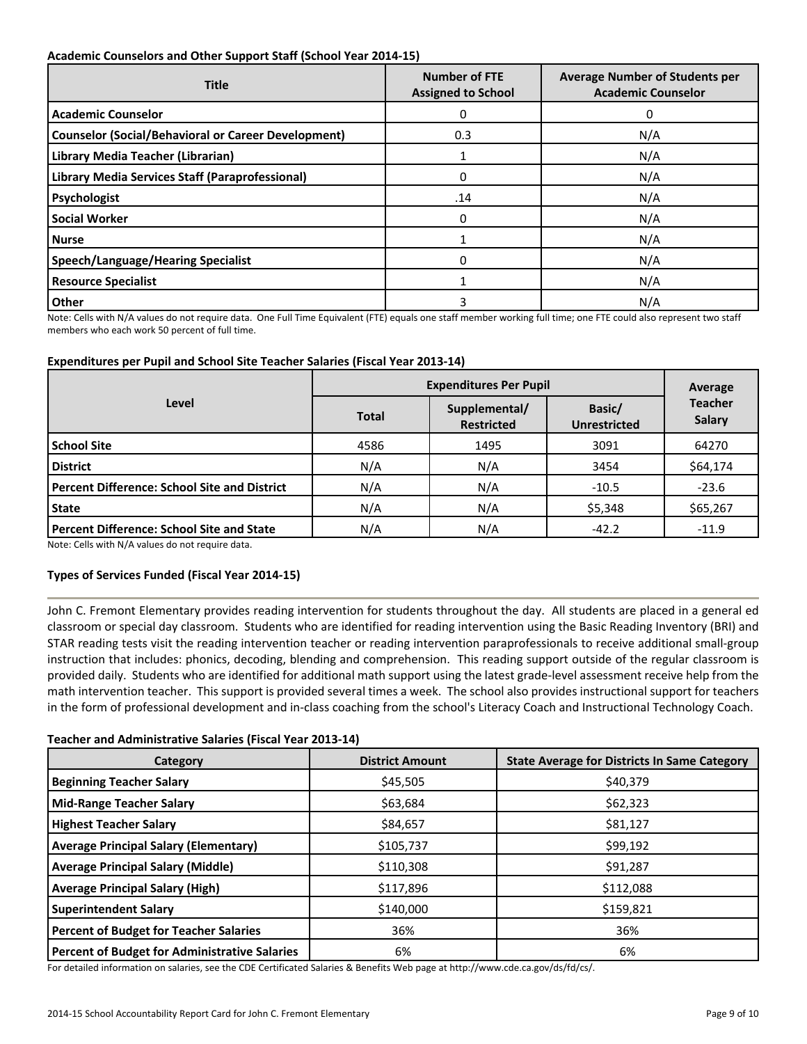#### Academic Counselors and Other Support Staff (School Year 2014-15)

| Title | Number of FTE Assigned to School | Average Number of Students per Academic Counselor |
| --- | --- | --- |
| Academic Counselor | 0 | 0 |
| Counselor (Social/Behavioral or Career Development) | 0.3 | N/A |
| Library Media Teacher (Librarian) | 1 | N/A |
| Library Media Services Staff (Paraprofessional) | 0 | N/A |
| Psychologist | .14 | N/A |
| Social Worker | 0 | N/A |
| Nurse | 1 | N/A |
| Speech/Language/Hearing Specialist | 0 | N/A |
| Resource Specialist | 1 | N/A |
| Other | 3 | N/A |

Note: Cells with N/A values do not require data. One Full Time Equivalent (FTE) equals one staff member working full time; one FTE could also represent two staff members who each work 50 percent of full time.

#### Expenditures per Pupil and School Site Teacher Salaries (Fiscal Year 2013-14)

| Level | Expenditures Per Pupil | | | Average Teacher Salary |
| --- | --- | --- | --- | --- |
| | Total | Supplemental/ Restricted | Basic/ Unrestricted | |
| School Site | 4586 | 1495 | 3091 | 64270 |
| District | N/A | N/A | 3454 | $64,174 |
| Percent Difference: School Site and District | N/A | N/A | -10.5 | -23.6 |
| State | N/A | N/A | $5,348 | $65,267 |
| Percent Difference: School Site and State | N/A | N/A | -42.2 | -11.9 |

Note: Cells with N/A values do not require data.

#### Types of Services Funded (Fiscal Year 2014-15)

John C. Fremont Elementary provides reading intervention for students throughout the day. All students are placed in a general ed classroom or special day classroom. Students who are identified for reading intervention using the Basic Reading Inventory (BRI) and STAR reading tests visit the reading intervention teacher or reading intervention paraprofessionals to receive additional small-group instruction that includes: phonics, decoding, blending and comprehension. This reading support outside of the regular classroom is provided daily. Students who are identified for additional math support using the latest grade-level assessment receive help from the math intervention teacher. This support is provided several times a week. The school also provides instructional support for teachers in the form of professional development and in-class coaching from the school's Literacy Coach and Instructional Technology Coach.

#### Teacher and Administrative Salaries (Fiscal Year 2013-14)

| Category | District Amount | State Average for Districts In Same Category |
| --- | --- | --- |
| Beginning Teacher Salary | $45,505 | $40,379 |
| Mid-Range Teacher Salary | $63,684 | $62,323 |
| Highest Teacher Salary | $84,657 | $81,127 |
| Average Principal Salary (Elementary) | $105,737 | $99,192 |
| Average Principal Salary (Middle) | $110,308 | $91,287 |
| Average Principal Salary (High) | $117,896 | $112,088 |
| Superintendent Salary | $140,000 | $159,821 |
| Percent of Budget for Teacher Salaries | 36% | 36% |
| Percent of Budget for Administrative Salaries | 6% | 6% |

For detailed information on salaries, see the CDE Certificated Salaries & Benefits Web page at http://www.cde.ca.gov/ds/fd/cs/.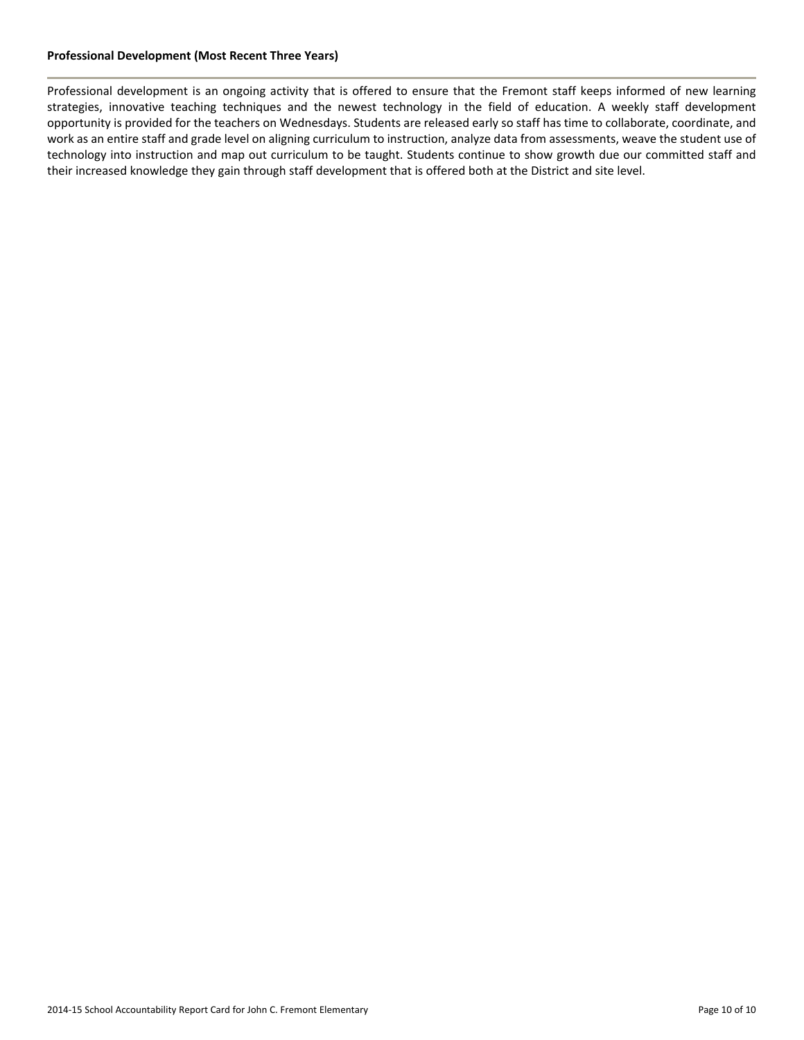**Professional Development (Most Recent Three Years)**

Professional development is an ongoing activity that is offered to ensure that the Fremont staff keeps informed of new learning strategies, innovative teaching techniques and the newest technology in the field of education. A weekly staff development opportunity is provided for the teachers on Wednesdays. Students are released early so staff has time to collaborate, coordinate, and work as an entire staff and grade level on aligning curriculum to instruction, analyze data from assessments, weave the student use of technology into instruction and map out curriculum to be taught. Students continue to show growth due our committed staff and their increased knowledge they gain through staff development that is offered both at the District and site level.